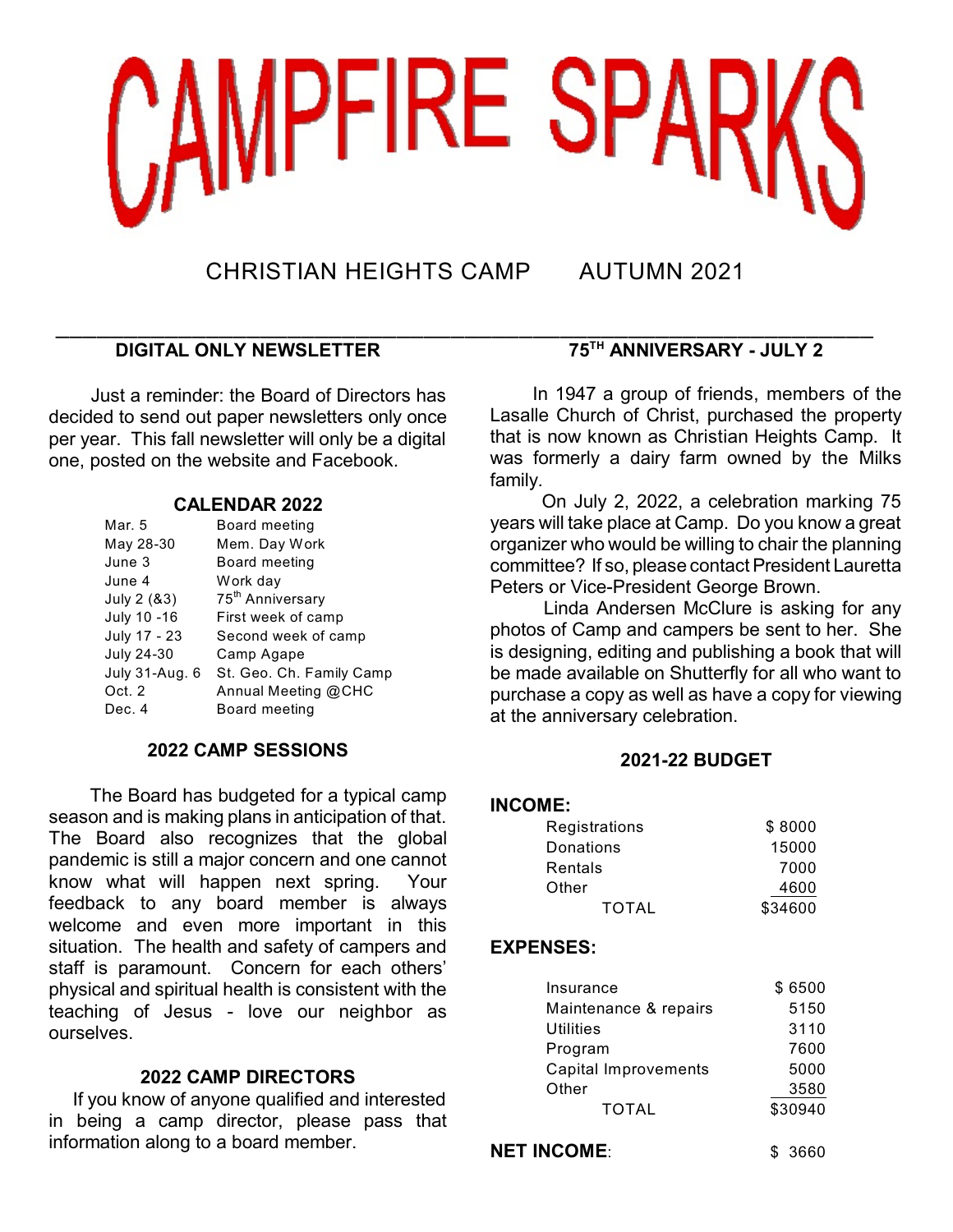# CAMPFIRE SPARKS

CHRISTIAN HEIGHTS CAMP AUTUMN 2021

## DIGITAL ONLY NEWSLETTER

Just a reminder: the Board of Directors has decided to send out paper newsletters only once per year. This fall newsletter will only be a digital one, posted on the website and Facebook.

### CALENDAR 2022

| | |
|---|---|
| Mar. 5 | Board meeting |
| May 28-30 | Mem. Day Work |
| June 3 | Board meeting |
| June 4 | Work day |
| July 2 (&3) | 75th Anniversary |
| July 10 -16 | First week of camp |
| July 17 - 23 | Second week of camp |
| July 24-30 | Camp Agape |
| July 31-Aug. 6 | St. Geo. Ch. Family Camp |
| Oct. 2 | Annual Meeting @CHC |
| Dec. 4 | Board meeting |

## 2022 CAMP SESSIONS

The Board has budgeted for a typical camp season and is making plans in anticipation of that. The Board also recognizes that the global pandemic is still a major concern and one cannot know what will happen next spring. Your feedback to any board member is always welcome and even more important in this situation. The health and safety of campers and staff is paramount. Concern for each others' physical and spiritual health is consistent with the teaching of Jesus - love our neighbor as ourselves.

## 2022 CAMP DIRECTORS

If you know of anyone qualified and interested in being a camp director, please pass that information along to a board member.

## 75TH ANNIVERSARY - JULY 2

In 1947 a group of friends, members of the Lasalle Church of Christ, purchased the property that is now known as Christian Heights Camp. It was formerly a dairy farm owned by the Milks family.

On July 2, 2022, a celebration marking 75 years will take place at Camp. Do you know a great organizer who would be willing to chair the planning committee? If so, please contact President Lauretta Peters or Vice-President George Brown.

Linda Andersen McClure is asking for any photos of Camp and campers be sent to her. She is designing, editing and publishing a book that will be made available on Shutterfly for all who want to purchase a copy as well as have a copy for viewing at the anniversary celebration.

## 2021-22 BUDGET

**INCOME:**

| | |
|---|---|
| Registrations | $ 8000 |
| Donations | 15000 |
| Rentals | 7000 |
| Other | 4600 |
| TOTAL | $34600 |

**EXPENSES:**

| | |
|---|---|
| Insurance | $ 6500 |
| Maintenance & repairs | 5150 |
| Utilities | 3110 |
| Program | 7600 |
| Capital Improvements | 5000 |
| Other | 3580 |
| TOTAL | $30940 |

**NET INCOME**: $ 3660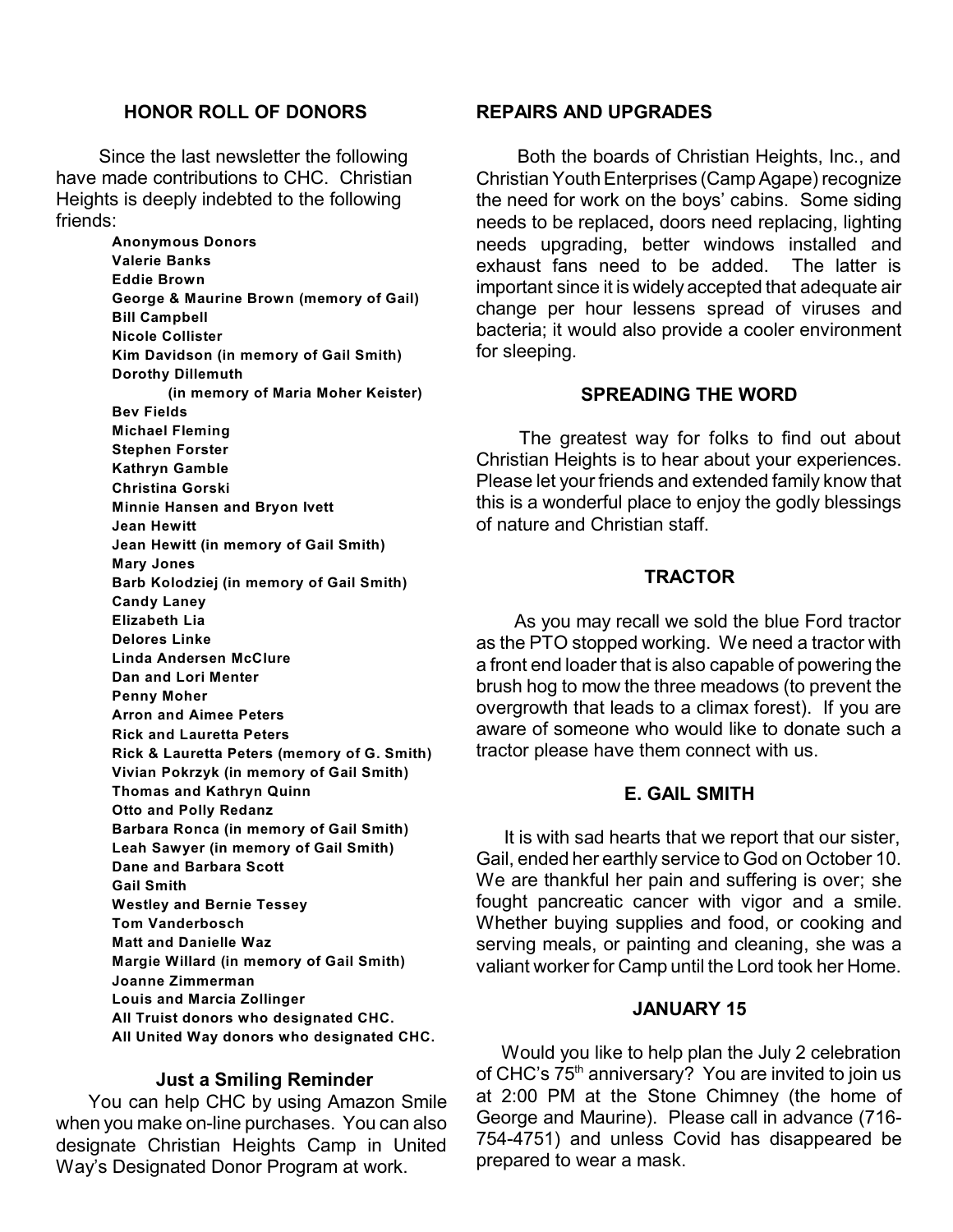## HONOR ROLL OF DONORS

Since the last newsletter the following have made contributions to CHC. Christian Heights is deeply indebted to the following friends:

**Anonymous Donors**
**Valerie Banks**
**Eddie Brown**
**George & Maurine Brown (memory of Gail)**
**Bill Campbell**
**Nicole Collister**
**Kim Davidson (in memory of Gail Smith)**
**Dorothy Dillemuth**
**(in memory of Maria Moher Keister)**
**Bev Fields**
**Michael Fleming**
**Stephen Forster**
**Kathryn Gamble**
**Christina Gorski**
**Minnie Hansen and Bryon Ivett**
**Jean Hewitt**
**Jean Hewitt (in memory of Gail Smith)**
**Mary Jones**
**Barb Kolodziej (in memory of Gail Smith)**
**Candy Laney**
**Elizabeth Lia**
**Delores Linke**
**Linda Andersen McClure**
**Dan and Lori Menter**
**Penny Moher**
**Arron and Aimee Peters**
**Rick and Lauretta Peters**
**Rick & Lauretta Peters (memory of G. Smith)**
**Vivian Pokrzyk (in memory of Gail Smith)**
**Thomas and Kathryn Quinn**
**Otto and Polly Redanz**
**Barbara Ronca (in memory of Gail Smith)**
**Leah Sawyer (in memory of Gail Smith)**
**Dane and Barbara Scott**
**Gail Smith**
**Westley and Bernie Tessey**
**Tom Vanderbosch**
**Matt and Danielle Waz**
**Margie Willard (in memory of Gail Smith)**
**Joanne Zimmerman**
**Louis and Marcia Zollinger**
**All Truist donors who designated CHC.**
**All United Way donors who designated CHC.**

### Just a Smiling Reminder

You can help CHC by using Amazon Smile when you make on-line purchases. You can also designate Christian Heights Camp in United Way's Designated Donor Program at work.

## REPAIRS AND UPGRADES

Both the boards of Christian Heights, Inc., and Christian Youth Enterprises (Camp Agape) recognize the need for work on the boys' cabins. Some siding needs to be replaced, doors need replacing, lighting needs upgrading, better windows installed and exhaust fans need to be added. The latter is important since it is widely accepted that adequate air change per hour lessens spread of viruses and bacteria; it would also provide a cooler environment for sleeping.

## SPREADING THE WORD

The greatest way for folks to find out about Christian Heights is to hear about your experiences. Please let your friends and extended family know that this is a wonderful place to enjoy the godly blessings of nature and Christian staff.

## TRACTOR

As you may recall we sold the blue Ford tractor as the PTO stopped working. We need a tractor with a front end loader that is also capable of powering the brush hog to mow the three meadows (to prevent the overgrowth that leads to a climax forest). If you are aware of someone who would like to donate such a tractor please have them connect with us.

## E. GAIL SMITH

It is with sad hearts that we report that our sister, Gail, ended her earthly service to God on October 10. We are thankful her pain and suffering is over; she fought pancreatic cancer with vigor and a smile. Whether buying supplies and food, or cooking and serving meals, or painting and cleaning, she was a valiant worker for Camp until the Lord took her Home.

## JANUARY 15

Would you like to help plan the July 2 celebration of CHC's 75th anniversary? You are invited to join us at 2:00 PM at the Stone Chimney (the home of George and Maurine). Please call in advance (716-754-4751) and unless Covid has disappeared be prepared to wear a mask.